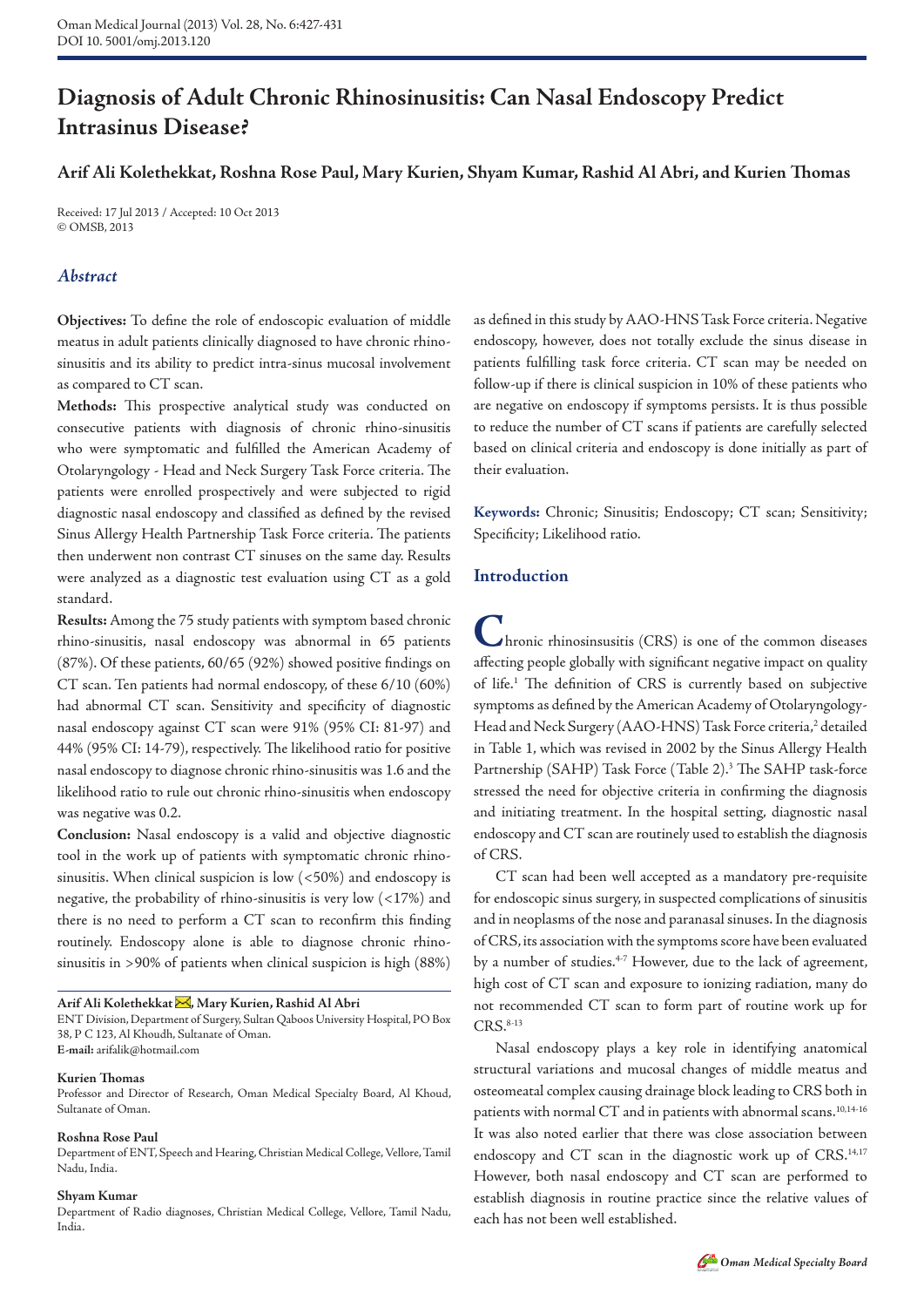# Diagnosis of Adult Chronic Rhinosinusitis: Can Nasal Endoscopy Predict Intrasinus Disease?

**Arif Ali Kolethekkat, Roshna Rose Paul, Mary Kurien, Shyam Kumar, Rashid Al Abri, and Kurien Thomas**

Received: 17 Jul 2013 / Accepted: 10 Oct 2013
© OMSB, 2013

## *Abstract*

**Objectives:** To define the role of endoscopic evaluation of middle meatus in adult patients clinically diagnosed to have chronic rhino-sinusitis and its ability to predict intra-sinus mucosal involvement as compared to CT scan.

**Methods:** This prospective analytical study was conducted on consecutive patients with diagnosis of chronic rhino-sinusitis who were symptomatic and fulfilled the American Academy of Otolaryngology - Head and Neck Surgery Task Force criteria. The patients were enrolled prospectively and were subjected to rigid diagnostic nasal endoscopy and classified as defined by the revised Sinus Allergy Health Partnership Task Force criteria. The patients then underwent non contrast CT sinuses on the same day. Results were analyzed as a diagnostic test evaluation using CT as a gold standard.

**Results:** Among the 75 study patients with symptom based chronic rhino-sinusitis, nasal endoscopy was abnormal in 65 patients (87%). Of these patients, 60/65 (92%) showed positive findings on CT scan. Ten patients had normal endoscopy, of these 6/10 (60%) had abnormal CT scan. Sensitivity and specificity of diagnostic nasal endoscopy against CT scan were 91% (95% CI: 81-97) and 44% (95% CI: 14-79), respectively. The likelihood ratio for positive nasal endoscopy to diagnose chronic rhino-sinusitis was 1.6 and the likelihood ratio to rule out chronic rhino-sinusitis when endoscopy was negative was 0.2.

**Conclusion:** Nasal endoscopy is a valid and objective diagnostic tool in the work up of patients with symptomatic chronic rhino-sinusitis. When clinical suspicion is low (<50%) and endoscopy is negative, the probability of rhino-sinusitis is very low (<17%) and there is no need to perform a CT scan to reconfirm this finding routinely. Endoscopy alone is able to diagnose chronic rhino-sinusitis in >90% of patients when clinical suspicion is high (88%) as defined in this study by AAO-HNS Task Force criteria. Negative endoscopy, however, does not totally exclude the sinus disease in patients fulfilling task force criteria. CT scan may be needed on follow-up if there is clinical suspicion in 10% of these patients who are negative on endoscopy if symptoms persists. It is thus possible to reduce the number of CT scans if patients are carefully selected based on clinical criteria and endoscopy is done initially as part of their evaluation.

**Keywords:** Chronic; Sinusitis; Endoscopy; CT scan; Sensitivity; Specificity; Likelihood ratio.

**Arif Ali Kolethekkat, Mary Kurien, Rashid Al Abri**
ENT Division, Department of Surgery, Sultan Qaboos University Hospital, PO Box 38, P C 123, Al Khoudh, Sultanate of Oman.
**E-mail:** arifalik@hotmail.com

**Kurien Thomas**
Professor and Director of Research, Oman Medical Specialty Board, Al Khoud, Sultanate of Oman.

**Roshna Rose Paul**
Department of ENT, Speech and Hearing, Christian Medical College, Vellore, Tamil Nadu, India.

**Shyam Kumar**
Department of Radio diagnoses, Christian Medical College, Vellore, Tamil Nadu, India.

## Introduction

Chronic rhinosinsusitis (CRS) is one of the common diseases affecting people globally with significant negative impact on quality of life.[1] The definition of CRS is currently based on subjective symptoms as defined by the American Academy of Otolaryngology-Head and Neck Surgery (AAO-HNS) Task Force criteria,[2] detailed in Table 1, which was revised in 2002 by the Sinus Allergy Health Partnership (SAHP) Task Force (Table 2).[3] The SAHP task-force stressed the need for objective criteria in confirming the diagnosis and initiating treatment. In the hospital setting, diagnostic nasal endoscopy and CT scan are routinely used to establish the diagnosis of CRS.

CT scan had been well accepted as a mandatory pre-requisite for endoscopic sinus surgery, in suspected complications of sinusitis and in neoplasms of the nose and paranasal sinuses. In the diagnosis of CRS, its association with the symptoms score have been evaluated by a number of studies.[4-7] However, due to the lack of agreement, high cost of CT scan and exposure to ionizing radiation, many do not recommended CT scan to form part of routine work up for CRS.[8-13]

Nasal endoscopy plays a key role in identifying anatomical structural variations and mucosal changes of middle meatus and osteomeatal complex causing drainage block leading to CRS both in patients with normal CT and in patients with abnormal scans.[10,14-16] It was also noted earlier that there was close association between endoscopy and CT scan in the diagnostic work up of CRS.[14,17] However, both nasal endoscopy and CT scan are performed to establish diagnosis in routine practice since the relative values of each has not been well established.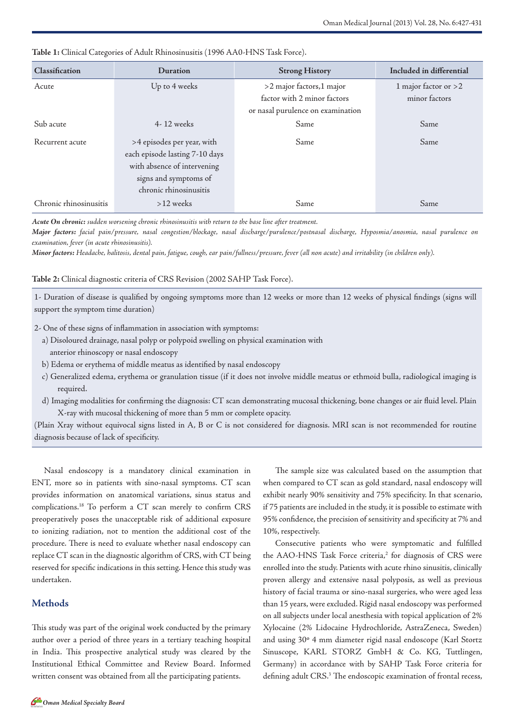**Table 1:** Clinical Categories of Adult Rhinosinusitis (1996 AA0-HNS Task Force).

| Classification | Duration | Strong History | Included in differential |
|---|---|---|---|
| Acute | Up to 4 weeks | >2 major factors,1 major factor with 2 minor factors or nasal purulence on examination | 1 major factor or >2 minor factors |
| Sub acute | 4- 12 weeks | Same | Same |
| Recurrent acute | >4 episodes per year, with each episode lasting 7-10 days with absence of intervening signs and symptoms of chronic rhinosinusitis | Same | Same |
| Chronic rhinosinusitis | >12 weeks | Same | Same |

***Acute On chronic:*** *sudden worsening chronic rhinosinusitis with return to the base line after treatment.*

***Major factors:*** *facial pain/pressure, nasal congestion/blockage, nasal discharge/purulence/postnasal discharge, Hyposmia/anosmia, nasal purulence on examination, fever (in acute rhinosinusitis).*

***Minor factors:*** *Headache, halitosis, dental pain, fatigue, cough, ear pain/fullness/pressure, fever (all non acute) and irritability (in children only).*

**Table 2:** Clinical diagnostic criteria of CRS Revision (2002 SAHP Task Force).

1- Duration of disease is qualified by ongoing symptoms more than 12 weeks or more than 12 weeks of physical findings (signs will support the symptom time duration)

2- One of these signs of inflammation in association with symptoms:

a) Disoloured drainage, nasal polyp or polypoid swelling on physical examination with anterior rhinoscopy or nasal endoscopy

b) Edema or erythema of middle meatus as identified by nasal endoscopy

c) Generalized edema, erythema or granulation tissue (if it does not involve middle meatus or ethmoid bulla, radiological imaging is required.

d) Imaging modalities for confirming the diagnosis: CT scan demonstrating mucosal thickening, bone changes or air fluid level. Plain X-ray with mucosal thickening of more than 5 mm or complete opacity.

(Plain Xray without equivocal signs listed in A, B or C is not considered for diagnosis. MRI scan is not recommended for routine diagnosis because of lack of specificity.

Nasal endoscopy is a mandatory clinical examination in ENT, more so in patients with sino-nasal symptoms. CT scan provides information on anatomical variations, sinus status and complications.[18] To perform a CT scan merely to confirm CRS preoperatively poses the unacceptable risk of additional exposure to ionizing radiation, not to mention the additional cost of the procedure. There is need to evaluate whether nasal endoscopy can replace CT scan in the diagnostic algorithm of CRS, with CT being reserved for specific indications in this setting. Hence this study was undertaken.

## Methods

This study was part of the original work conducted by the primary author over a period of three years in a tertiary teaching hospital in India. This prospective analytical study was cleared by the Institutional Ethical Committee and Review Board. Informed written consent was obtained from all the participating patients.

The sample size was calculated based on the assumption that when compared to CT scan as gold standard, nasal endoscopy will exhibit nearly 90% sensitivity and 75% specificity. In that scenario, if 75 patients are included in the study, it is possible to estimate with 95% confidence, the precision of sensitivity and specificity at 7% and 10%, respectively.

Consecutive patients who were symptomatic and fulfilled the AAO-HNS Task Force criteria,[2] for diagnosis of CRS were enrolled into the study. Patients with acute rhino sinusitis, clinically proven allergy and extensive nasal polyposis, as well as previous history of facial trauma or sino-nasal surgeries, who were aged less than 15 years, were excluded. Rigid nasal endoscopy was performed on all subjects under local anesthesia with topical application of 2% Xylocaine (2% Lidocaine Hydrochloride, AstraZeneca, Sweden) and using 30° 4 mm diameter rigid nasal endoscope (Karl Stortz Sinuscope, KARL STORZ GmbH & Co. KG, Tuttlingen, Germany) in accordance with by SAHP Task Force criteria for defining adult CRS.[3] The endoscopic examination of frontal recess,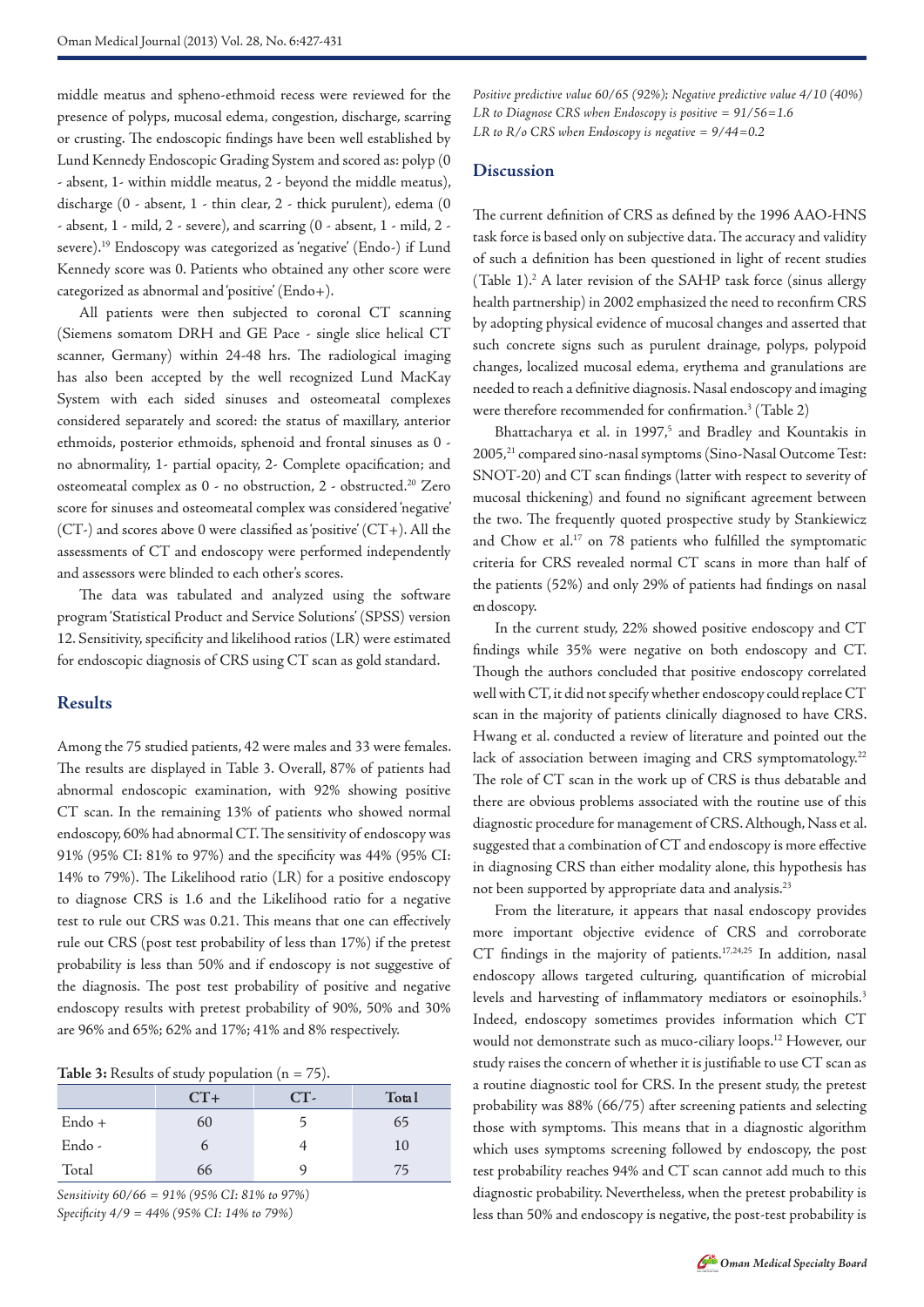middle meatus and spheno-ethmoid recess were reviewed for the presence of polyps, mucosal edema, congestion, discharge, scarring or crusting. The endoscopic findings have been well established by Lund Kennedy Endoscopic Grading System and scored as: polyp (0 - absent, 1- within middle meatus, 2 - beyond the middle meatus), discharge (0 - absent, 1 - thin clear, 2 - thick purulent), edema (0 - absent, 1 - mild, 2 - severe), and scarring (0 - absent, 1 - mild, 2 - severe).[19] Endoscopy was categorized as 'negative' (Endo-) if Lund Kennedy score was 0. Patients who obtained any other score were categorized as abnormal and 'positive' (Endo+).

All patients were then subjected to coronal CT scanning (Siemens somatom DRH and GE Pace - single slice helical CT scanner, Germany) within 24-48 hrs. The radiological imaging has also been accepted by the well recognized Lund MacKay System with each sided sinuses and osteomeatal complexes considered separately and scored: the status of maxillary, anterior ethmoids, posterior ethmoids, sphenoid and frontal sinuses as 0 - no abnormality, 1- partial opacity, 2- Complete opacification; and osteomeatal complex as 0 - no obstruction, 2 - obstructed.[20] Zero score for sinuses and osteomeatal complex was considered 'negative' (CT-) and scores above 0 were classified as 'positive' (CT+). All the assessments of CT and endoscopy were performed independently and assessors were blinded to each other's scores.

The data was tabulated and analyzed using the software program 'Statistical Product and Service Solutions' (SPSS) version 12. Sensitivity, specificity and likelihood ratios (LR) were estimated for endoscopic diagnosis of CRS using CT scan as gold standard.

## Results

Among the 75 studied patients, 42 were males and 33 were females. The results are displayed in Table 3. Overall, 87% of patients had abnormal endoscopic examination, with 92% showing positive CT scan. In the remaining 13% of patients who showed normal endoscopy, 60% had abnormal CT. The sensitivity of endoscopy was 91% (95% CI: 81% to 97%) and the specificity was 44% (95% CI: 14% to 79%). The Likelihood ratio (LR) for a positive endoscopy to diagnose CRS is 1.6 and the Likelihood ratio for a negative test to rule out CRS was 0.21. This means that one can effectively rule out CRS (post test probability of less than 17%) if the pretest probability is less than 50% and if endoscopy is not suggestive of the diagnosis. The post test probability of positive and negative endoscopy results with pretest probability of 90%, 50% and 30% are 96% and 65%; 62% and 17%; 41% and 8% respectively.

**Table 3:** Results of study population (n = 75).

| | CT+ | CT- | Total |
|---|---|---|---|
| Endo + | 60 | 5 | 65 |
| Endo - | 6 | 4 | 10 |
| Total | 66 | 9 | 75 |

*Sensitivity 60/66 = 91% (95% CI: 81% to 97%)*
*Specificity 4/9 = 44% (95% CI: 14% to 79%)*
*Positive predictive value 60/65 (92%); Negative predictive value 4/10 (40%)*
*LR to Diagnose CRS when Endoscopy is positive = 91/56=1.6*
*LR to R/o CRS when Endoscopy is negative = 9/44=0.2*

## Discussion

The current definition of CRS as defined by the 1996 AAO-HNS task force is based only on subjective data. The accuracy and validity of such a definition has been questioned in light of recent studies (Table 1).[2] A later revision of the SAHP task force (sinus allergy health partnership) in 2002 emphasized the need to reconfirm CRS by adopting physical evidence of mucosal changes and asserted that such concrete signs such as purulent drainage, polyps, polypoid changes, localized mucosal edema, erythema and granulations are needed to reach a definitive diagnosis. Nasal endoscopy and imaging were therefore recommended for confirmation.[3] (Table 2)

Bhattacharya et al. in 1997,[5] and Bradley and Kountakis in 2005,[21] compared sino-nasal symptoms (Sino-Nasal Outcome Test: SNOT-20) and CT scan findings (latter with respect to severity of mucosal thickening) and found no significant agreement between the two. The frequently quoted prospective study by Stankiewicz and Chow et al.[17] on 78 patients who fulfilled the symptomatic criteria for CRS revealed normal CT scans in more than half of the patients (52%) and only 29% of patients had findings on nasal endoscopy.

In the current study, 22% showed positive endoscopy and CT findings while 35% were negative on both endoscopy and CT. Though the authors concluded that positive endoscopy correlated well with CT, it did not specify whether endoscopy could replace CT scan in the majority of patients clinically diagnosed to have CRS. Hwang et al. conducted a review of literature and pointed out the lack of association between imaging and CRS symptomatology.[22] The role of CT scan in the work up of CRS is thus debatable and there are obvious problems associated with the routine use of this diagnostic procedure for management of CRS. Although, Nass et al. suggested that a combination of CT and endoscopy is more effective in diagnosing CRS than either modality alone, this hypothesis has not been supported by appropriate data and analysis.[23]

From the literature, it appears that nasal endoscopy provides more important objective evidence of CRS and corroborate CT findings in the majority of patients.[17,24,25] In addition, nasal endoscopy allows targeted culturing, quantification of microbial levels and harvesting of inflammatory mediators or esoinophils.[3] Indeed, endoscopy sometimes provides information which CT would not demonstrate such as muco-ciliary loops.[12] However, our study raises the concern of whether it is justifiable to use CT scan as a routine diagnostic tool for CRS. In the present study, the pretest probability was 88% (66/75) after screening patients and selecting those with symptoms. This means that in a diagnostic algorithm which uses symptoms screening followed by endoscopy, the post test probability reaches 94% and CT scan cannot add much to this diagnostic probability. Nevertheless, when the pretest probability is less than 50% and endoscopy is negative, the post-test probability is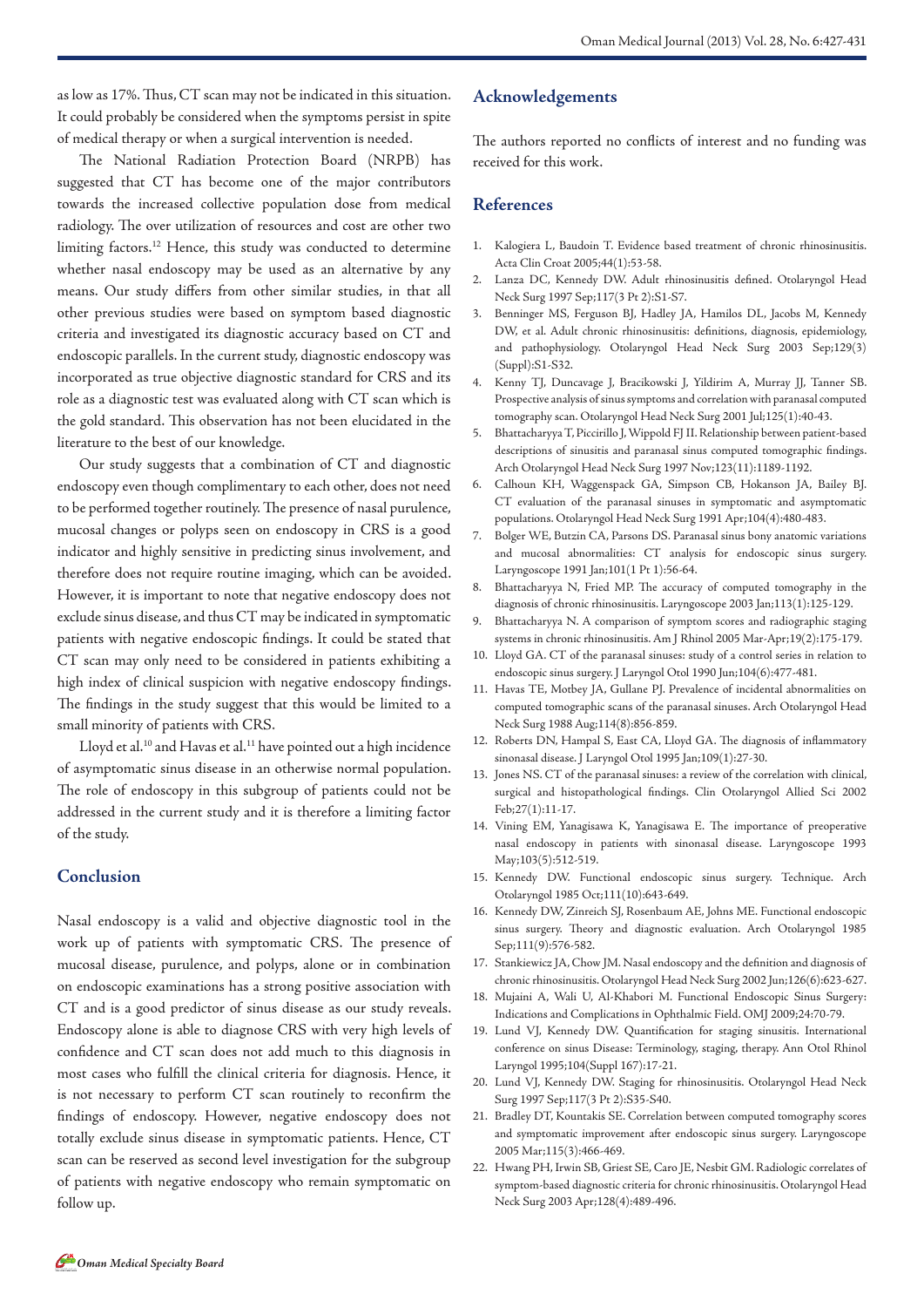as low as 17%. Thus, CT scan may not be indicated in this situation. It could probably be considered when the symptoms persist in spite of medical therapy or when a surgical intervention is needed.

The National Radiation Protection Board (NRPB) has suggested that CT has become one of the major contributors towards the increased collective population dose from medical radiology. The over utilization of resources and cost are other two limiting factors.[12] Hence, this study was conducted to determine whether nasal endoscopy may be used as an alternative by any means. Our study differs from other similar studies, in that all other previous studies were based on symptom based diagnostic criteria and investigated its diagnostic accuracy based on CT and endoscopic parallels. In the current study, diagnostic endoscopy was incorporated as true objective diagnostic standard for CRS and its role as a diagnostic test was evaluated along with CT scan which is the gold standard. This observation has not been elucidated in the literature to the best of our knowledge.

Our study suggests that a combination of CT and diagnostic endoscopy even though complimentary to each other, does not need to be performed together routinely. The presence of nasal purulence, mucosal changes or polyps seen on endoscopy in CRS is a good indicator and highly sensitive in predicting sinus involvement, and therefore does not require routine imaging, which can be avoided. However, it is important to note that negative endoscopy does not exclude sinus disease, and thus CT may be indicated in symptomatic patients with negative endoscopic findings. It could be stated that CT scan may only need to be considered in patients exhibiting a high index of clinical suspicion with negative endoscopy findings. The findings in the study suggest that this would be limited to a small minority of patients with CRS.

Lloyd et al.[10] and Havas et al.[11] have pointed out a high incidence of asymptomatic sinus disease in an otherwise normal population. The role of endoscopy in this subgroup of patients could not be addressed in the current study and it is therefore a limiting factor of the study.

## Conclusion

Nasal endoscopy is a valid and objective diagnostic tool in the work up of patients with symptomatic CRS. The presence of mucosal disease, purulence, and polyps, alone or in combination on endoscopic examinations has a strong positive association with CT and is a good predictor of sinus disease as our study reveals. Endoscopy alone is able to diagnose CRS with very high levels of confidence and CT scan does not add much to this diagnosis in most cases who fulfill the clinical criteria for diagnosis. Hence, it is not necessary to perform CT scan routinely to reconfirm the findings of endoscopy. However, negative endoscopy does not totally exclude sinus disease in symptomatic patients. Hence, CT scan can be reserved as second level investigation for the subgroup of patients with negative endoscopy who remain symptomatic on follow up.

## Acknowledgements

The authors reported no conflicts of interest and no funding was received for this work.

## References

1. Kalogiera L, Baudoin T. Evidence based treatment of chronic rhinosinusitis. Acta Clin Croat 2005;44(1):53-58.
2. Lanza DC, Kennedy DW. Adult rhinosinusitis defined. Otolaryngol Head Neck Surg 1997 Sep;117(3 Pt 2):S1-S7.
3. Benninger MS, Ferguson BJ, Hadley JA, Hamilos DL, Jacobs M, Kennedy DW, et al. Adult chronic rhinosinusitis: definitions, diagnosis, epidemiology, and pathophysiology. Otolaryngol Head Neck Surg 2003 Sep;129(3) (Suppl):S1-S32.
4. Kenny TJ, Duncavage J, Bracikowski J, Yildirim A, Murray JJ, Tanner SB. Prospective analysis of sinus symptoms and correlation with paranasal computed tomography scan. Otolaryngol Head Neck Surg 2001 Jul;125(1):40-43.
5. Bhattacharyya T, Piccirillo J, Wippold FJ II. Relationship between patient-based descriptions of sinusitis and paranasal sinus computed tomographic findings. Arch Otolaryngol Head Neck Surg 1997 Nov;123(11):1189-1192.
6. Calhoun KH, Waggenspack GA, Simpson CB, Hokanson JA, Bailey BJ. CT evaluation of the paranasal sinuses in symptomatic and asymptomatic populations. Otolaryngol Head Neck Surg 1991 Apr;104(4):480-483.
7. Bolger WE, Butzin CA, Parsons DS. Paranasal sinus bony anatomic variations and mucosal abnormalities: CT analysis for endoscopic sinus surgery. Laryngoscope 1991 Jan;101(1 Pt 1):56-64.
8. Bhattacharyya N, Fried MP. The accuracy of computed tomography in the diagnosis of chronic rhinosinusitis. Laryngoscope 2003 Jan;113(1):125-129.
9. Bhattacharyya N. A comparison of symptom scores and radiographic staging systems in chronic rhinosinusitis. Am J Rhinol 2005 Mar-Apr;19(2):175-179.
10. Lloyd GA. CT of the paranasal sinuses: study of a control series in relation to endoscopic sinus surgery. J Laryngol Otol 1990 Jun;104(6):477-481.
11. Havas TE, Motbey JA, Gullane PJ. Prevalence of incidental abnormalities on computed tomographic scans of the paranasal sinuses. Arch Otolaryngol Head Neck Surg 1988 Aug;114(8):856-859.
12. Roberts DN, Hampal S, East CA, Lloyd GA. The diagnosis of inflammatory sinonasal disease. J Laryngol Otol 1995 Jan;109(1):27-30.
13. Jones NS. CT of the paranasal sinuses: a review of the correlation with clinical, surgical and histopathological findings. Clin Otolaryngol Allied Sci 2002 Feb;27(1):11-17.
14. Vining EM, Yanagisawa K, Yanagisawa E. The importance of preoperative nasal endoscopy in patients with sinonasal disease. Laryngoscope 1993 May;103(5):512-519.
15. Kennedy DW. Functional endoscopic sinus surgery. Technique. Arch Otolaryngol 1985 Oct;111(10):643-649.
16. Kennedy DW, Zinreich SJ, Rosenbaum AE, Johns ME. Functional endoscopic sinus surgery. Theory and diagnostic evaluation. Arch Otolaryngol 1985 Sep;111(9):576-582.
17. Stankiewicz JA, Chow JM. Nasal endoscopy and the definition and diagnosis of chronic rhinosinusitis. Otolaryngol Head Neck Surg 2002 Jun;126(6):623-627.
18. Mujaini A, Wali U, Al-Khabori M. Functional Endoscopic Sinus Surgery: Indications and Complications in Ophthalmic Field. OMJ 2009;24:70-79.
19. Lund VJ, Kennedy DW. Quantification for staging sinusitis. International conference on sinus Disease: Terminology, staging, therapy. Ann Otol Rhinol Laryngol 1995;104(Suppl 167):17-21.
20. Lund VJ, Kennedy DW. Staging for rhinosinusitis. Otolaryngol Head Neck Surg 1997 Sep;117(3 Pt 2):S35-S40.
21. Bradley DT, Kountakis SE. Correlation between computed tomography scores and symptomatic improvement after endoscopic sinus surgery. Laryngoscope 2005 Mar;115(3):466-469.
22. Hwang PH, Irwin SB, Griest SE, Caro JE, Nesbit GM. Radiologic correlates of symptom-based diagnostic criteria for chronic rhinosinusitis. Otolaryngol Head Neck Surg 2003 Apr;128(4):489-496.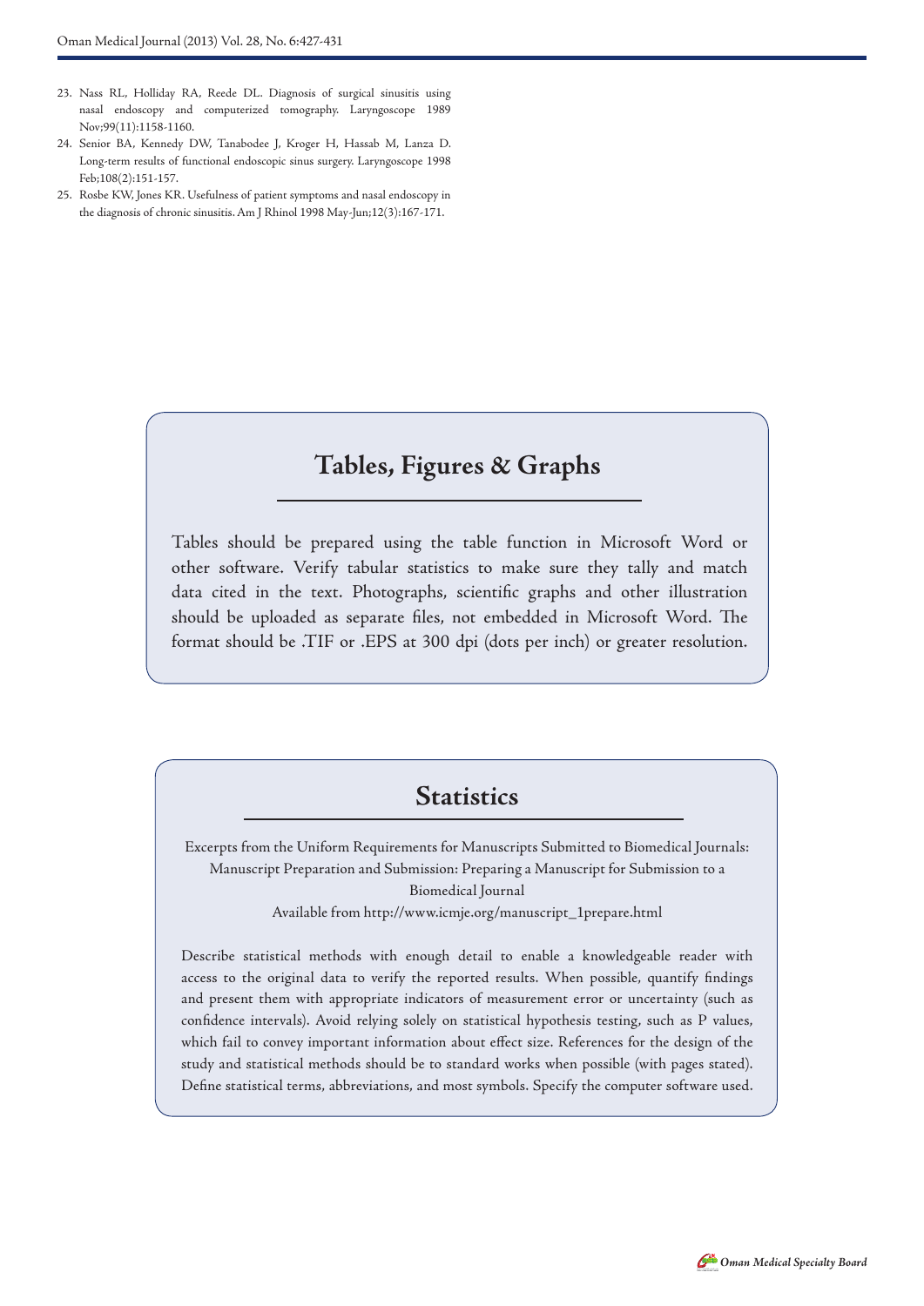23. Nass RL, Holliday RA, Reede DL. Diagnosis of surgical sinusitis using nasal endoscopy and computerized tomography. Laryngoscope 1989 Nov;99(11):1158-1160.
24. Senior BA, Kennedy DW, Tanabodee J, Kroger H, Hassab M, Lanza D. Long-term results of functional endoscopic sinus surgery. Laryngoscope 1998 Feb;108(2):151-157.
25. Rosbe KW, Jones KR. Usefulness of patient symptoms and nasal endoscopy in the diagnosis of chronic sinusitis. Am J Rhinol 1998 May-Jun;12(3):167-171.

## Tables, Figures & Graphs

Tables should be prepared using the table function in Microsoft Word or other software. Verify tabular statistics to make sure they tally and match data cited in the text. Photographs, scientific graphs and other illustration should be uploaded as separate files, not embedded in Microsoft Word. The format should be .TIF or .EPS at 300 dpi (dots per inch) or greater resolution.

## Statistics

Excerpts from the Uniform Requirements for Manuscripts Submitted to Biomedical Journals: Manuscript Preparation and Submission: Preparing a Manuscript for Submission to a Biomedical Journal

Available from http://www.icmje.org/manuscript_1prepare.html

Describe statistical methods with enough detail to enable a knowledgeable reader with access to the original data to verify the reported results. When possible, quantify findings and present them with appropriate indicators of measurement error or uncertainty (such as confidence intervals). Avoid relying solely on statistical hypothesis testing, such as P values, which fail to convey important information about effect size. References for the design of the study and statistical methods should be to standard works when possible (with pages stated). Define statistical terms, abbreviations, and most symbols. Specify the computer software used.